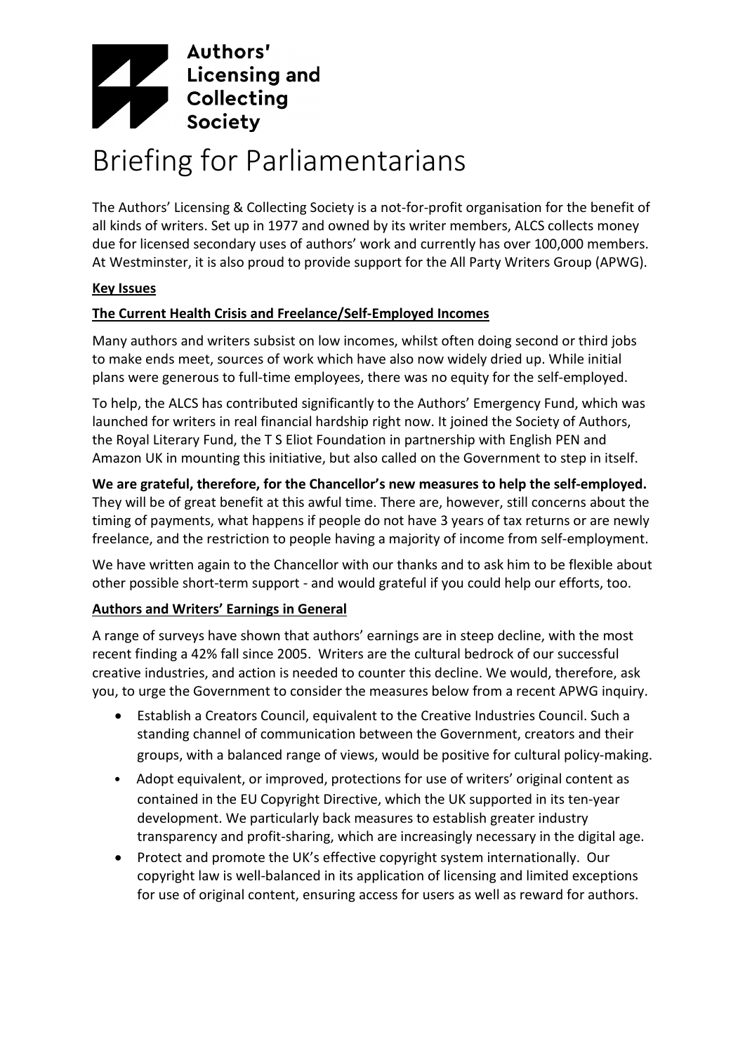**Authors' Licensing and Collecting Society**

# Briefing for Parliamentarians

The Authors' Licensing & Collecting Society is a not-for-profit organisation for the benefit of all kinds of writers. Set up in 1977 and owned by its writer members, ALCS collects money due for licensed secondary uses of authors' work and currently has over 100,000 members. At Westminster, it is also proud to provide support for the All Party Writers Group (APWG).

## Key Issues

### The Current Health Crisis and Freelance/Self-Employed Incomes

Many authors and writers subsist on low incomes, whilst often doing second or third jobs to make ends meet, sources of work which have also now widely dried up. While initial plans were generous to full-time employees, there was no equity for the self-employed.

To help, the ALCS has contributed significantly to the Authors' Emergency Fund, which was launched for writers in real financial hardship right now. It joined the Society of Authors, the Royal Literary Fund, the T S Eliot Foundation in partnership with English PEN and Amazon UK in mounting this initiative, but also called on the Government to step in itself.

**We are grateful, therefore, for the Chancellor's new measures to help the self-employed.** They will be of great benefit at this awful time. There are, however, still concerns about the timing of payments, what happens if people do not have 3 years of tax returns or are newly freelance, and the restriction to people having a majority of income from self-employment.

We have written again to the Chancellor with our thanks and to ask him to be flexible about other possible short-term support - and would grateful if you could help our efforts, too.

### Authors and Writers' Earnings in General

A range of surveys have shown that authors' earnings are in steep decline, with the most recent finding a 42% fall since 2005. Writers are the cultural bedrock of our successful creative industries, and action is needed to counter this decline. We would, therefore, ask you, to urge the Government to consider the measures below from a recent APWG inquiry.

- Establish a Creators Council, equivalent to the Creative Industries Council. Such a standing channel of communication between the Government, creators and their groups, with a balanced range of views, would be positive for cultural policy-making.
- Adopt equivalent, or improved, protections for use of writers' original content as contained in the EU Copyright Directive, which the UK supported in its ten-year development. We particularly back measures to establish greater industry transparency and profit-sharing, which are increasingly necessary in the digital age.
- Protect and promote the UK's effective copyright system internationally. Our copyright law is well-balanced in its application of licensing and limited exceptions for use of original content, ensuring access for users as well as reward for authors.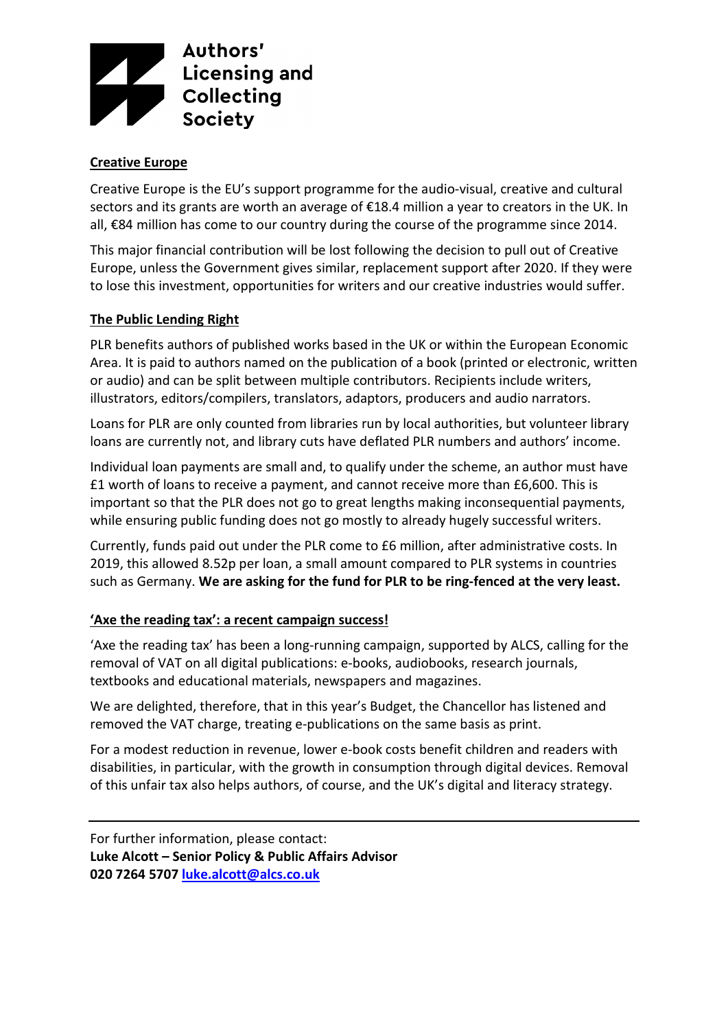**Authors' Licensing and Collecting Society**

## Creative Europe

Creative Europe is the EU's support programme for the audio-visual, creative and cultural sectors and its grants are worth an average of €18.4 million a year to creators in the UK. In all, €84 million has come to our country during the course of the programme since 2014.

This major financial contribution will be lost following the decision to pull out of Creative Europe, unless the Government gives similar, replacement support after 2020. If they were to lose this investment, opportunities for writers and our creative industries would suffer.

## The Public Lending Right

PLR benefits authors of published works based in the UK or within the European Economic Area. It is paid to authors named on the publication of a book (printed or electronic, written or audio) and can be split between multiple contributors. Recipients include writers, illustrators, editors/compilers, translators, adaptors, producers and audio narrators.

Loans for PLR are only counted from libraries run by local authorities, but volunteer library loans are currently not, and library cuts have deflated PLR numbers and authors' income.

Individual loan payments are small and, to qualify under the scheme, an author must have £1 worth of loans to receive a payment, and cannot receive more than £6,600. This is important so that the PLR does not go to great lengths making inconsequential payments, while ensuring public funding does not go mostly to already hugely successful writers.

Currently, funds paid out under the PLR come to £6 million, after administrative costs. In 2019, this allowed 8.52p per loan, a small amount compared to PLR systems in countries such as Germany. **We are asking for the fund for PLR to be ring-fenced at the very least.**

## 'Axe the reading tax': a recent campaign success!

'Axe the reading tax' has been a long-running campaign, supported by ALCS, calling for the removal of VAT on all digital publications: e-books, audiobooks, research journals, textbooks and educational materials, newspapers and magazines.

We are delighted, therefore, that in this year's Budget, the Chancellor has listened and removed the VAT charge, treating e-publications on the same basis as print.

For a modest reduction in revenue, lower e-book costs benefit children and readers with disabilities, in particular, with the growth in consumption through digital devices. Removal of this unfair tax also helps authors, of course, and the UK's digital and literacy strategy.

---

For further information, please contact:
**Luke Alcott – Senior Policy & Public Affairs Advisor**
**020 7264 5707 [luke.alcott@alcs.co.uk](mailto:luke.alcott@alcs.co.uk)**